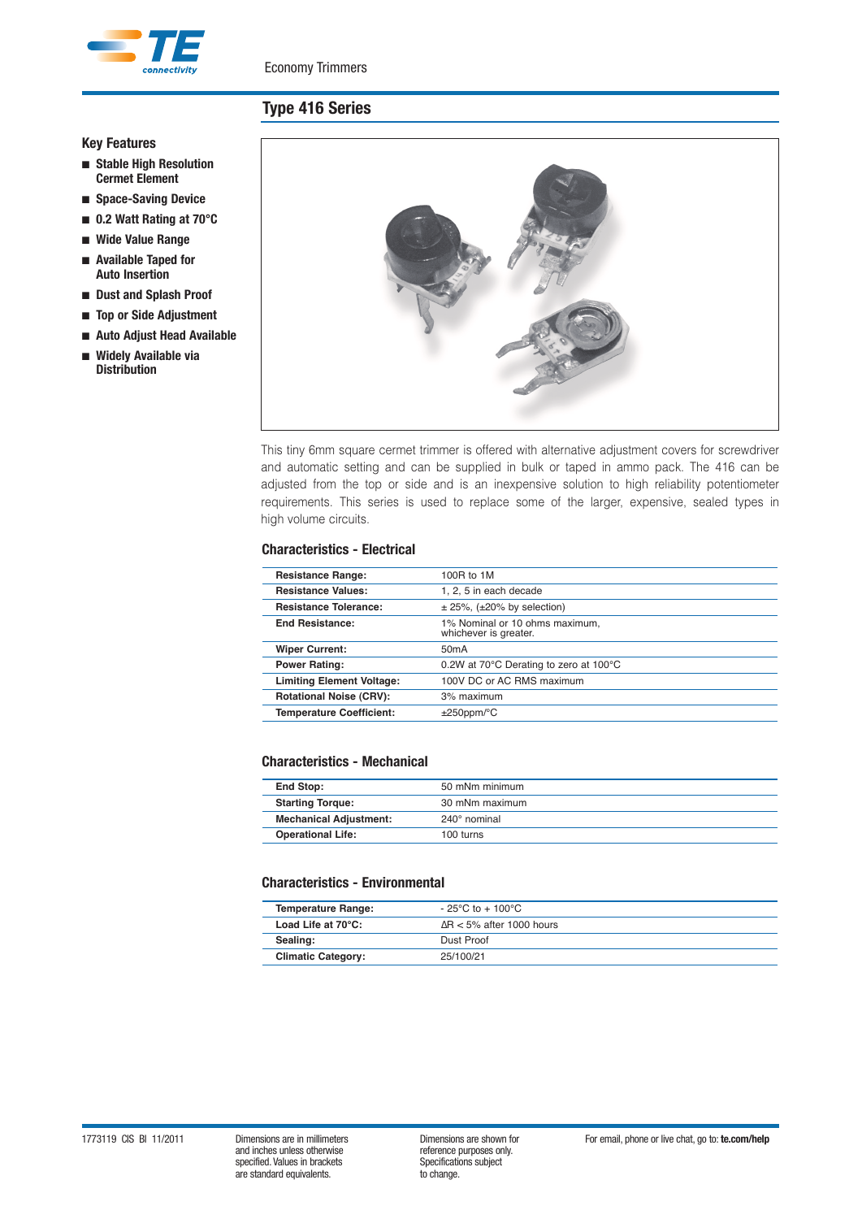Economy Trimmers

# Type 416 Series

## Key Features

- Stable High Resolution Cermet Element
- Space-Saving Device
- 0.2 Watt Rating at 70°C
- Wide Value Range
- Available Taped for Auto Insertion
- Dust and Splash Proof
- Top or Side Adjustment
- Auto Adjust Head Available
- Widely Available via Distribution

This tiny 6mm square cermet trimmer is offered with alternative adjustment covers for screwdriver and automatic setting and can be supplied in bulk or taped in ammo pack. The 416 can be adjusted from the top or side and is an inexpensive solution to high reliability potentiometer requirements. This series is used to replace some of the larger, expensive, sealed types in high volume circuits.

## Characteristics - Electrical

| | |
|---|---|
| **Resistance Range:** | 100R to 1M |
| **Resistance Values:** | 1, 2, 5 in each decade |
| **Resistance Tolerance:** | ± 25%, (±20% by selection) |
| **End Resistance:** | 1% Nominal or 10 ohms maximum, whichever is greater. |
| **Wiper Current:** | 50mA |
| **Power Rating:** | 0.2W at 70°C Derating to zero at 100°C |
| **Limiting Element Voltage:** | 100V DC or AC RMS maximum |
| **Rotational Noise (CRV):** | 3% maximum |
| **Temperature Coefficient:** | ±250ppm/°C |

## Characteristics - Mechanical

| | |
|---|---|
| **End Stop:** | 50 mNm minimum |
| **Starting Torque:** | 30 mNm maximum |
| **Mechanical Adjustment:** | 240° nominal |
| **Operational Life:** | 100 turns |

## Characteristics - Environmental

| | |
|---|---|
| **Temperature Range:** | - 25°C to + 100°C |
| **Load Life at 70°C:** | ΔR < 5% after 1000 hours |
| **Sealing:** | Dust Proof |
| **Climatic Category:** | 25/100/21 |

1773119 CIS BI 11/2011

Dimensions are in millimeters and inches unless otherwise specified. Values in brackets are standard equivalents.

Dimensions are shown for reference purposes only. Specifications subject to change.

For email, phone or live chat, go to: **te.com/help**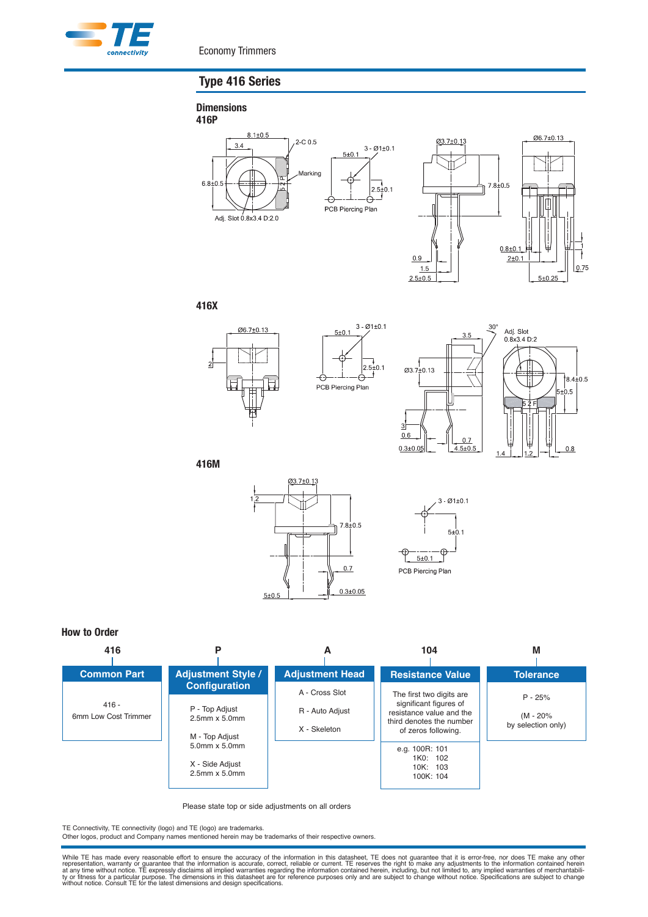Economy Trimmers

# Type 416 Series

## Dimensions

### 416P

8.1±0.5
3.4
2-C 0.5
6.8±0.5
Marking
Adj. Slot 0.8x3.4 D:2.0
5±0.1
3 - Ø1±0.1
2.5±0.1
PCB Piercing Plan
Ø3.7±0.13
Ø6.7±0.13
7.8±0.5
0.9
1.5
2.5±0.5
0.8±0.1
2±0.1
5±0.25
0.75

### 416X

Ø6.7±0.13
2
5±0.1
3 - Ø1±0.1
2.5±0.1
PCB Piercing Plan
30°
3.5
Ø3.7±0.13
Adj. Slot 0.8x3.4 D:2
8.4±0.5
5±0.5
3
0.6
0.3±0.05
0.7
4.5±0.5
1.4
1.2
0.8

### 416M

Ø3.7±0.13
1.2
7.8±0.5
0.7
5±0.5
0.3±0.05
3 - Ø1±0.1
5±0.1
5±0.1
PCB Piercing Plan

## How to Order

| 416 | P | A | 104 | M |
|---|---|---|---|---|
| **Common Part** | **Adjustment Style / Configuration** | **Adjustment Head** | **Resistance Value** | **Tolerance** |
| 416 - 6mm Low Cost Trimmer | P - Top Adjust 2.5mm x 5.0mm<br>M - Top Adjust 5.0mm x 5.0mm<br>X - Side Adjust 2.5mm x 5.0mm | A - Cross Slot<br>R - Auto Adjust<br>X - Skeleton | The first two digits are significant figures of resistance value and the third denotes the number of zeros following.<br>e.g. 100R: 101<br>1K0: 102<br>10K: 103<br>100K: 104 | P - 25%<br>(M - 20% by selection only) |

Please state top or side adjustments on all orders

TE Connectivity, TE connectivity (logo) and TE (logo) are trademarks.
Other logos, product and Company names mentioned herein may be trademarks of their respective owners.

While TE has made every reasonable effort to ensure the accuracy of the information in this datasheet, TE does not guarantee that it is error-free, nor does TE make any other representation, warranty or guarantee that the information is accurate, correct, reliable or current. TE reserves the right to make any adjustments to the information contained herein at any time without notice. TE expressly disclaims all implied warranties regarding the information contained herein, including, but not limited to, any implied warranties of merchantability or fitness for a particular purpose. The dimensions in this datasheet are for reference purposes only and are subject to change without notice. Specifications are subject to change without notice. Consult TE for the latest dimensions and design specifications.